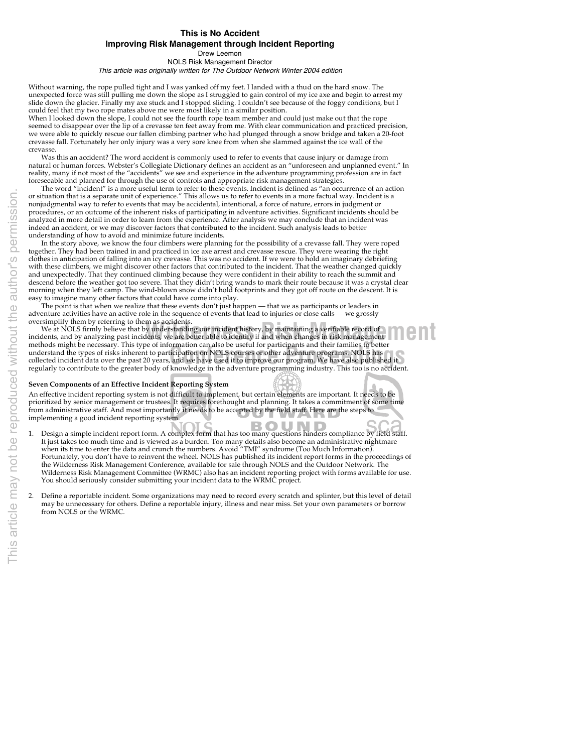# This is No Accident

## Improving Risk Management through Incident Reporting

Drew Leemon

NOLS Risk Management Director

*This article was originally written for The Outdoor Network Winter 2004 edition*

Without warning, the rope pulled tight and I was yanked off my feet. I landed with a thud on the hard snow. The unexpected force was still pulling me down the slope as I struggled to gain control of my ice axe and begin to arrest my slide down the glacier. Finally my axe stuck and I stopped sliding. I couldn't see because of the foggy conditions, but I could feel that my two rope mates above me were most likely in a similar position.

When I looked down the slope, I could not see the fourth rope team member and could just make out that the rope seemed to disappear over the lip of a crevasse ten feet away from me. With clear communication and practiced precision, we were able to quickly rescue our fallen climbing partner who had plunged through a snow bridge and taken a 20-foot crevasse fall. Fortunately her only injury was a very sore knee from when she slammed against the ice wall of the crevasse.

Was this an accident? The word accident is commonly used to refer to events that cause injury or damage from natural or human forces. Webster's Collegiate Dictionary defines an accident as an "unforeseen and unplanned event." In reality, many if not most of the "accidents" we see and experience in the adventure programming profession are in fact foreseeable and planned for through the use of controls and appropriate risk management strategies.

The word "incident" is a more useful term to refer to these events. Incident is defined as "an occurrence of an action or situation that is a separate unit of experience." This allows us to refer to events in a more factual way. Incident is a nonjudgmental way to refer to events that may be accidental, intentional, a force of nature, errors in judgment or procedures, or an outcome of the inherent risks of participating in adventure activities. Significant incidents should be analyzed in more detail in order to learn from the experience. After analysis we may conclude that an incident was indeed an accident, or we may discover factors that contributed to the incident. Such analysis leads to better understanding of how to avoid and minimize future incidents.

In the story above, we know the four climbers were planning for the possibility of a crevasse fall. They were roped together. They had been trained in and practiced in ice axe arrest and crevasse rescue. They were wearing the right clothes in anticipation of falling into an icy crevasse. This was no accident. If we were to hold an imaginary debriefing with these climbers, we might discover other factors that contributed to the incident. That the weather changed quickly and unexpectedly. That they continued climbing because they were confident in their ability to reach the summit and descend before the weather got too severe. That they didn't bring wands to mark their route because it was a crystal clear morning when they left camp. The wind-blown snow didn't hold footprints and they got off route on the descent. It is easy to imagine many other factors that could have come into play.

The point is that when we realize that these events don't just happen — that we as participants or leaders in adventure activities have an active role in the sequence of events that lead to injuries or close calls — we grossly oversimplify them by referring to them as accidents.

We at NOLS firmly believe that by understanding our incident history, by maintaining a verifiable record of incidents, and by analyzing past incidents, we are better able to identify if and when changes in risk management methods might be necessary. This type of information can also be useful for participants and their families to better understand the types of risks inherent to participation on NOLS courses or other adventure programs. NOLS has collected incident data over the past 20 years, and we have used it to improve our program. We have also published it regularly to contribute to the greater body of knowledge in the adventure programming industry. This too is no accident.

**Seven Components of an Effective Incident Reporting System**

An effective incident reporting system is not difficult to implement, but certain elements are important. It needs to be prioritized by senior management or trustees. It requires forethought and planning. It takes a commitment of some time from administrative staff. And most importantly it needs to be accepted by the field staff. Here are the steps to implementing a good incident reporting system.

1. Design a simple incident report form. A complex form that has too many questions hinders compliance by field staff. It just takes too much time and is viewed as a burden. Too many details also become an administrative nightmare when its time to enter the data and crunch the numbers. Avoid "TMI" syndrome (Too Much Information). Fortunately, you don't have to reinvent the wheel. NOLS has published its incident report forms in the proceedings of the Wilderness Risk Management Conference, available for sale through NOLS and the Outdoor Network. The Wilderness Risk Management Committee (WRMC) also has an incident reporting project with forms available for use. You should seriously consider submitting your incident data to the WRMC project.

2. Define a reportable incident. Some organizations may need to record every scratch and splinter, but this level of detail may be unnecessary for others. Define a reportable injury, illness and near miss. Set your own parameters or borrow from NOLS or the WRMC.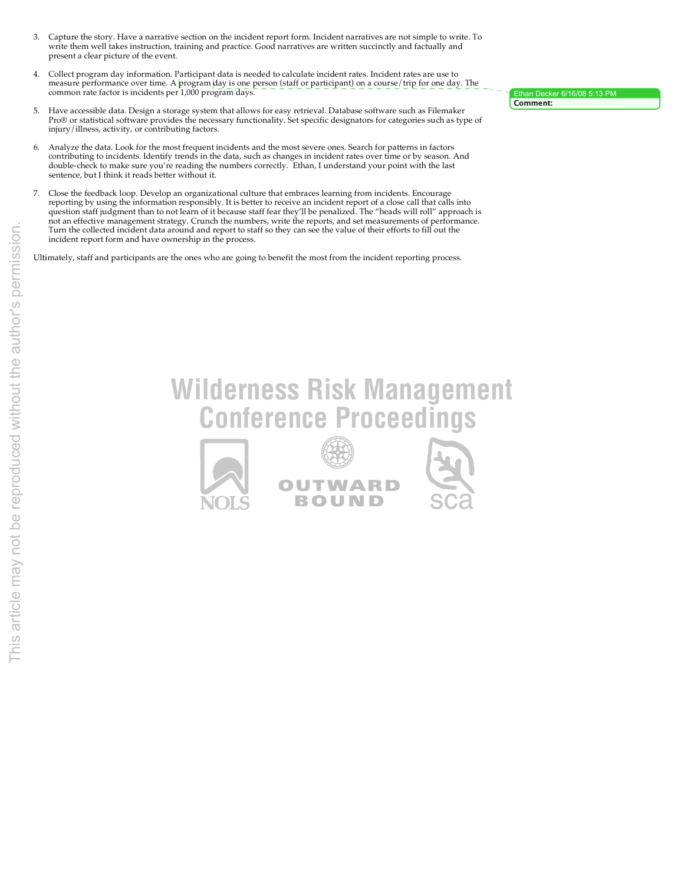3. Capture the story. Have a narrative section on the incident report form. Incident narratives are not simple to write. To write them well takes instruction, training and practice. Good narratives are written succinctly and factually and present a clear picture of the event.

4. Collect program day information. Participant data is needed to calculate incident rates. Incident rates are use to measure performance over time. A program day is one person (staff or participant) on a course/trip for one day. The common rate factor is incidents per 1,000 program days.

5. Have accessible data. Design a storage system that allows for easy retrieval. Database software such as Filemaker Pro® or statistical software provides the necessary functionality. Set specific designators for categories such as type of injury/illness, activity, or contributing factors.

6. Analyze the data. Look for the most frequent incidents and the most severe ones. Search for patterns in factors contributing to incidents. Identify trends in the data, such as changes in incident rates over time or by season. And double-check to make sure you're reading the numbers correctly. Ethan, I understand your point with the last sentence, but I think it reads better without it.

7. Close the feedback loop. Develop an organizational culture that embraces learning from incidents. Encourage reporting by using the information responsibly. It is better to receive an incident report of a close call that calls into question staff judgment than to not learn of it because staff fear they'll be penalized. The "heads will roll" approach is not an effective management strategy. Crunch the numbers, write the reports, and set measurements of performance. Turn the collected incident data around and report to staff so they can see the value of their efforts to fill out the incident report form and have ownership in the process.

Ultimately, staff and participants are the ones who are going to benefit the most from the incident reporting process.